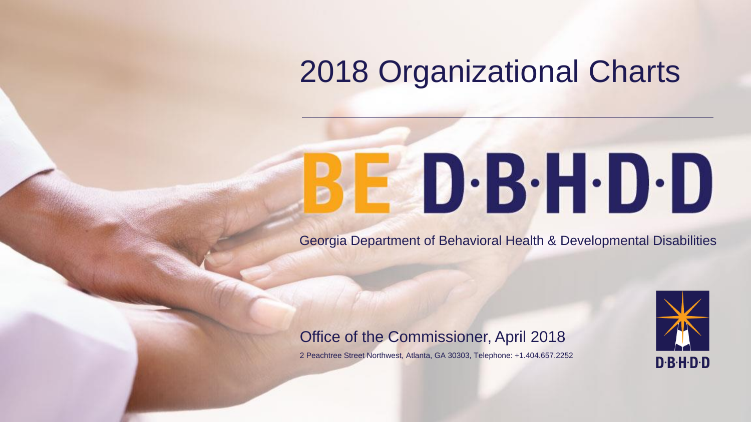# 2018 Organizational Charts

BE D·B·H·D·D

Georgia Department of Behavioral Health & Developmental Disabilities

Office of the Commissioner, April 2018

2 Peachtree Street Northwest, Atlanta, GA 30303, Telephone: +1.404.657.2252

D·B·H·D·D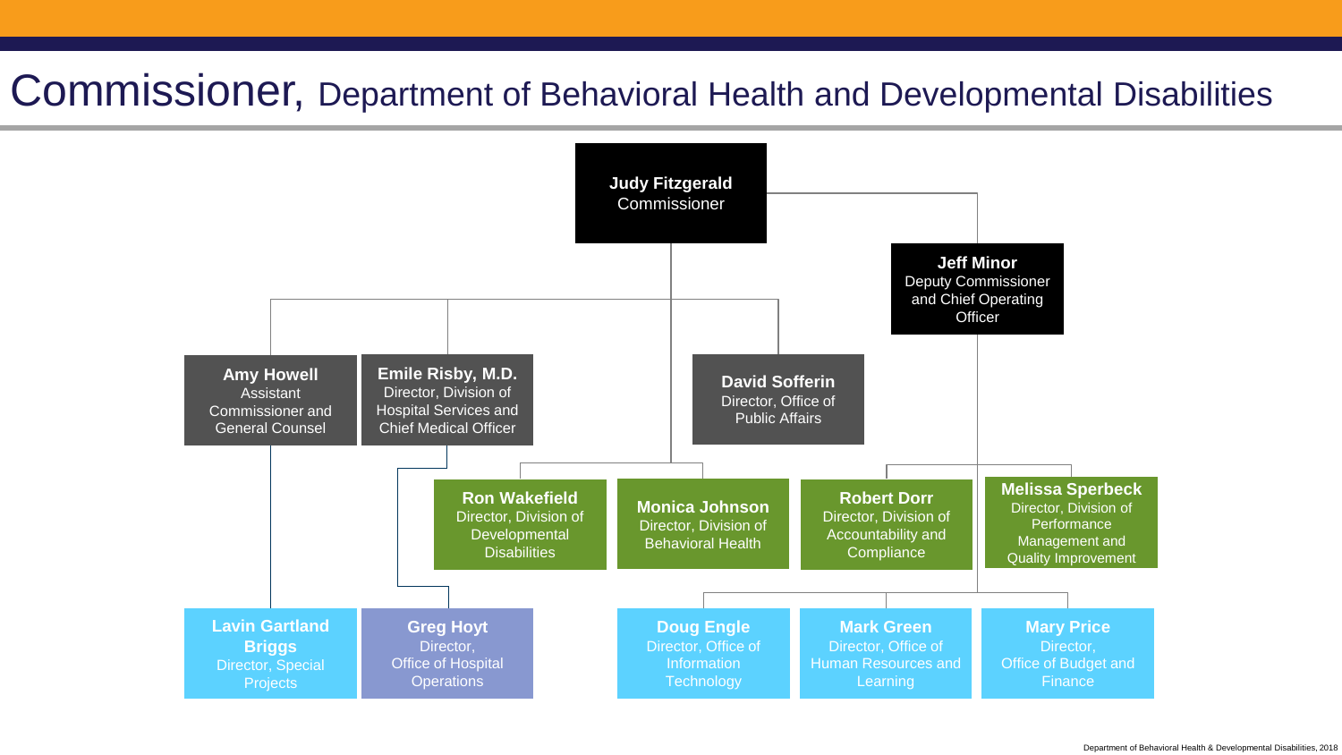# Commissioner, Department of Behavioral Health and Developmental Disabilities

- **Judy Fitzgerald** — Commissioner
  - **Jeff Minor** — Deputy Commissioner and Chief Operating Officer
    - **Robert Dorr** — Director, Division of Accountability and Compliance
    - **Melissa Sperbeck** — Director, Division of Performance Management and Quality Improvement
    - **Doug Engle** — Director, Office of Information Technology
    - **Mark Green** — Director, Office of Human Resources and Learning
    - **Mary Price** — Director, Office of Budget and Finance
  - **Amy Howell** — Assistant Commissioner and General Counsel
    - **Lavin Gartland Briggs** — Director, Special Projects
  - **Emile Risby, M.D.** — Director, Division of Hospital Services and Chief Medical Officer
    - **Greg Hoyt** — Director, Office of Hospital Operations
  - **David Sofferin** — Director, Office of Public Affairs
  - **Ron Wakefield** — Director, Division of Developmental Disabilities
  - **Monica Johnson** — Director, Division of Behavioral Health

Department of Behavioral Health & Developmental Disabilities, 2018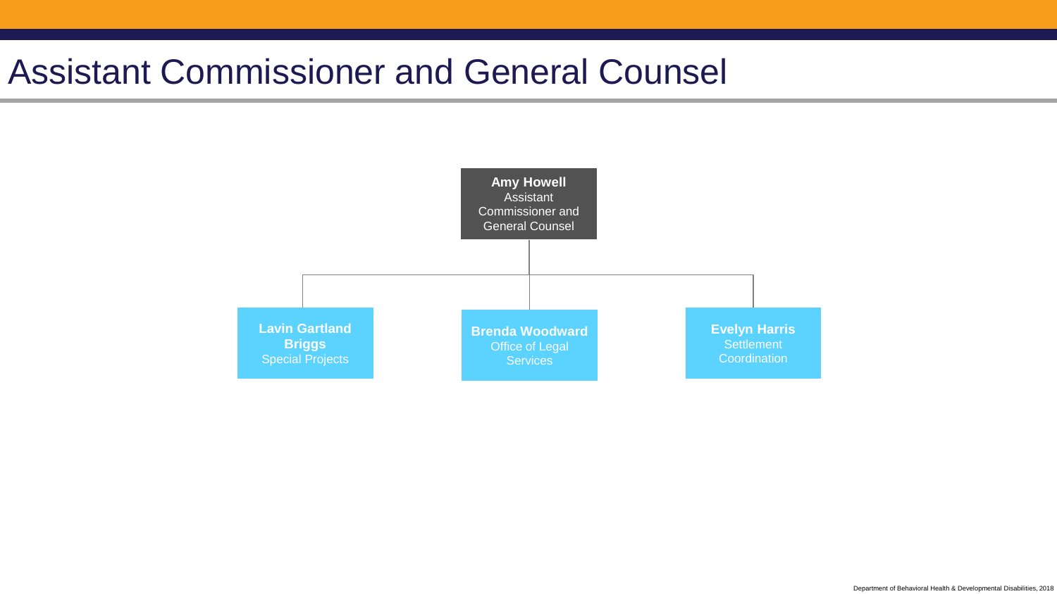# Assistant Commissioner and General Counsel

**Amy Howell**
Assistant Commissioner and General Counsel

- **Lavin Gartland Briggs**
  Special Projects
- **Brenda Woodward**
  Office of Legal Services
- **Evelyn Harris**
  Settlement Coordination

Department of Behavioral Health & Developmental Disabilities, 2018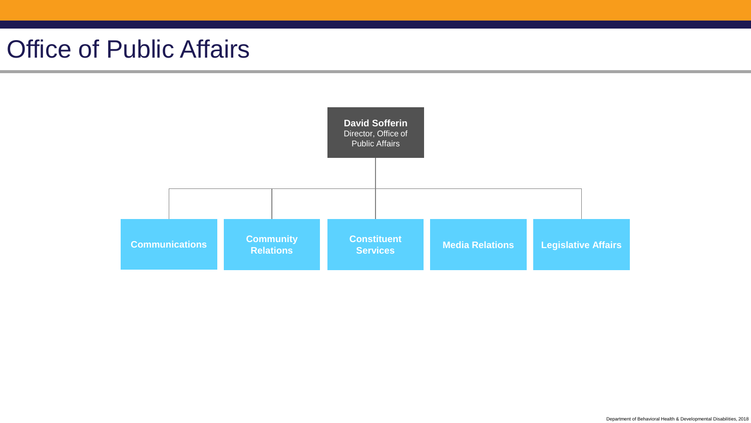# Office of Public Affairs

**David Sofferin**
Director, Office of Public Affairs

- **Communications**
- **Community Relations**
- **Constituent Services**
- **Media Relations**
- **Legislative Affairs**

Department of Behavioral Health & Developmental Disabilities, 2018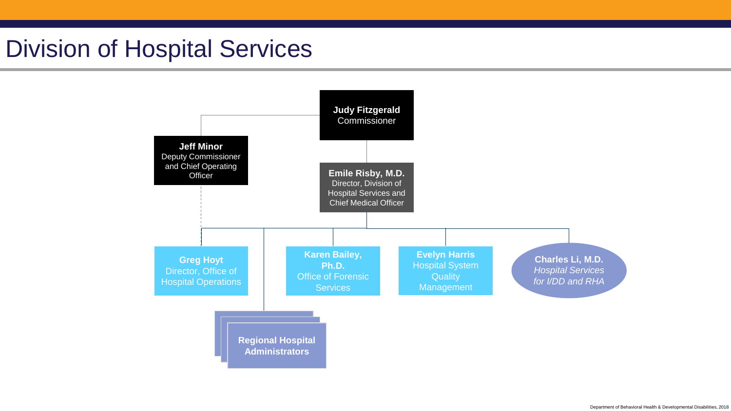# Division of Hospital Services

**Judy Fitzgerald**
Commissioner

**Jeff Minor**
Deputy Commissioner and Chief Operating Officer

**Emile Risby, M.D.**
Director, Division of Hospital Services and Chief Medical Officer

**Greg Hoyt**
Director, Office of Hospital Operations

**Karen Bailey, Ph.D.**
Office of Forensic Services

**Evelyn Harris**
Hospital System Quality Management

**Charles Li, M.D.**
*Hospital Services for I/DD and RHA*

**Regional Hospital Administrators**

Department of Behavioral Health & Developmental Disabilities, 2018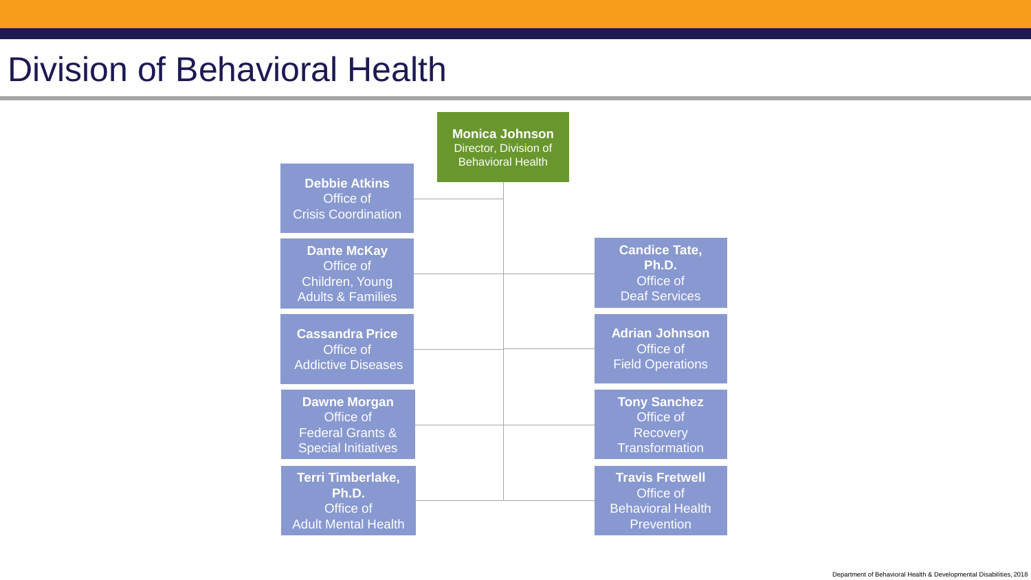# Division of Behavioral Health

**Monica Johnson**
Director, Division of Behavioral Health

- **Debbie Atkins**
  Office of Crisis Coordination
- **Dante McKay**
  Office of Children, Young Adults & Families
- **Cassandra Price**
  Office of Addictive Diseases
- **Dawne Morgan**
  Office of Federal Grants & Special Initiatives
- **Terri Timberlake, Ph.D.**
  Office of Adult Mental Health
- **Candice Tate, Ph.D.**
  Office of Deaf Services
- **Adrian Johnson**
  Office of Field Operations
- **Tony Sanchez**
  Office of Recovery Transformation
- **Travis Fretwell**
  Office of Behavioral Health Prevention

Department of Behavioral Health & Developmental Disabilities, 2018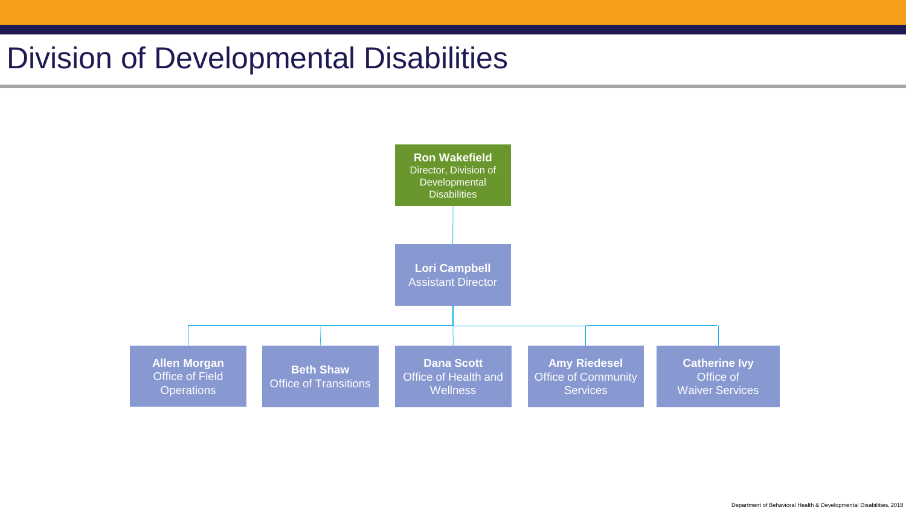# Division of Developmental Disabilities

**Ron Wakefield**
Director, Division of Developmental Disabilities

**Lori Campbell**
Assistant Director

- **Allen Morgan**
  Office of Field Operations
- **Beth Shaw**
  Office of Transitions
- **Dana Scott**
  Office of Health and Wellness
- **Amy Riedesel**
  Office of Community Services
- **Catherine Ivy**
  Office of Waiver Services

Department of Behavioral Health & Developmental Disabilities, 2018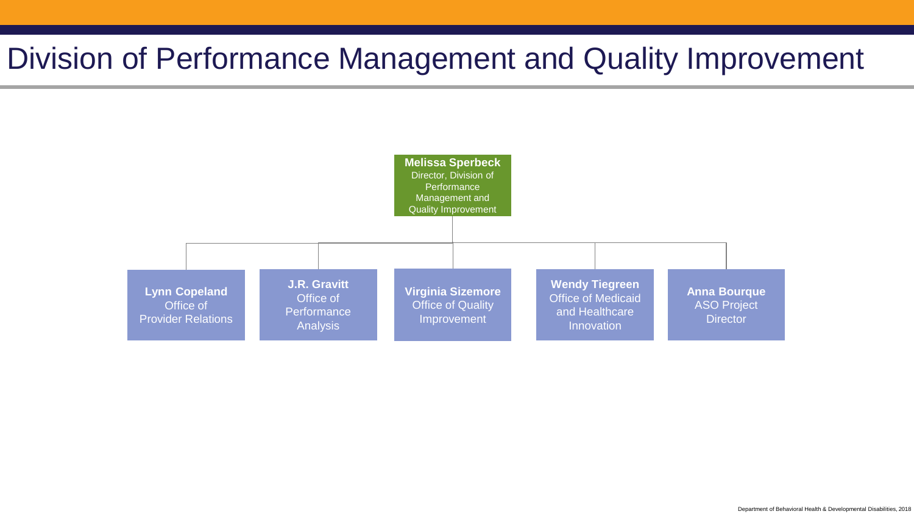# Division of Performance Management and Quality Improvement

**Melissa Sperbeck**
Director, Division of Performance Management and Quality Improvement

- **Lynn Copeland**
  Office of Provider Relations
- **J.R. Gravitt**
  Office of Performance Analysis
- **Virginia Sizemore**
  Office of Quality Improvement
- **Wendy Tiegreen**
  Office of Medicaid and Healthcare Innovation
- **Anna Bourque**
  ASO Project Director

Department of Behavioral Health & Developmental Disabilities, 2018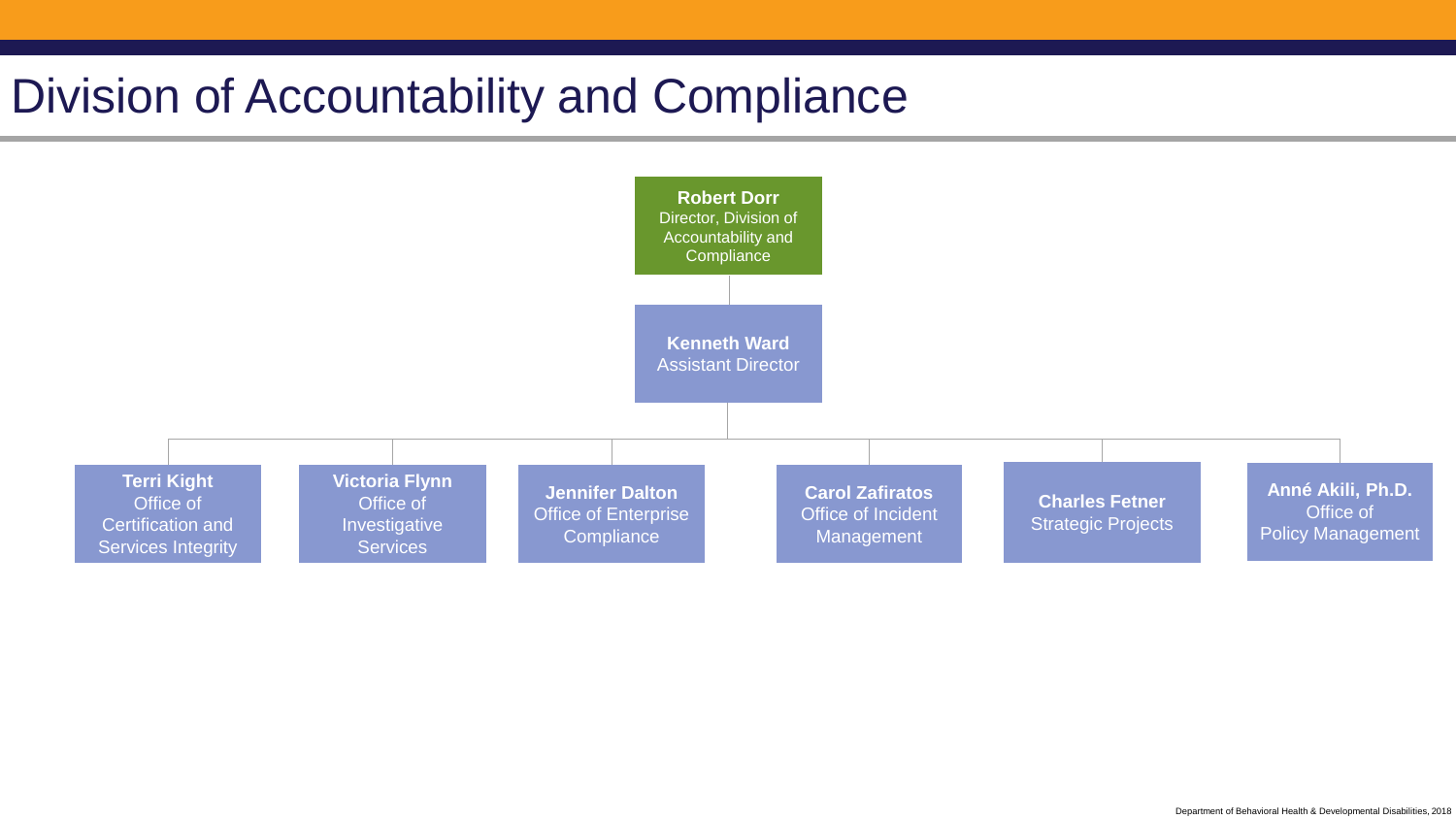# Division of Accountability and Compliance

**Robert Dorr**
Director, Division of Accountability and Compliance

**Kenneth Ward**
Assistant Director

- **Terri Kight**
  Office of Certification and Services Integrity
- **Victoria Flynn**
  Office of Investigative Services
- **Jennifer Dalton**
  Office of Enterprise Compliance
- **Carol Zafiratos**
  Office of Incident Management
- **Charles Fetner**
  Strategic Projects
- **Anné Akili, Ph.D.**
  Office of Policy Management

Department of Behavioral Health & Developmental Disabilities, 2018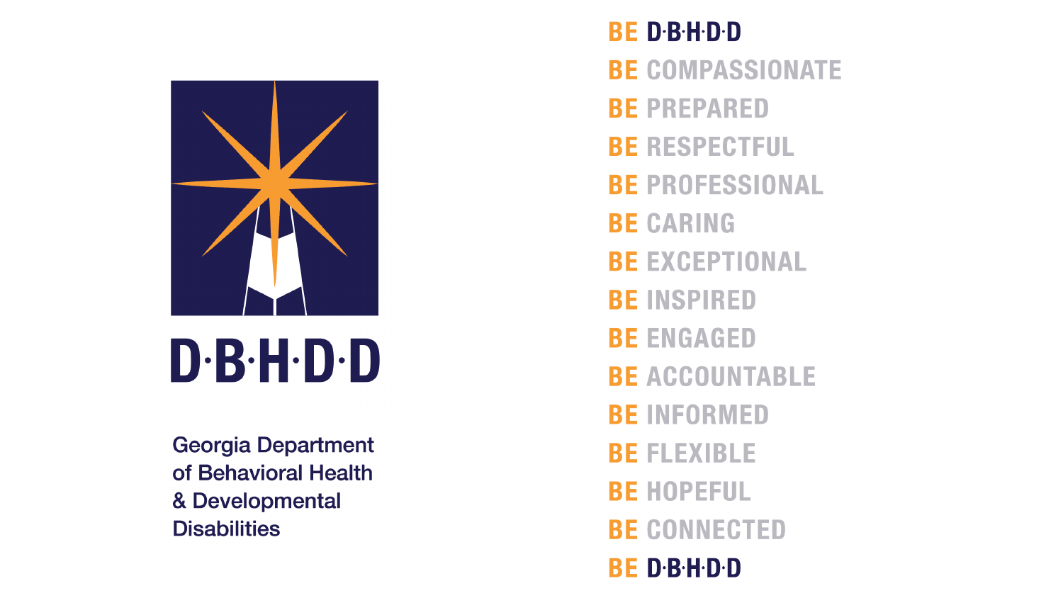D·B·H·D·D

Georgia Department of Behavioral Health & Developmental Disabilities

BE D·B·H·D·D
BE COMPASSIONATE
BE PREPARED
BE RESPECTFUL
BE PROFESSIONAL
BE CARING
BE EXCEPTIONAL
BE INSPIRED
BE ENGAGED
BE ACCOUNTABLE
BE INFORMED
BE FLEXIBLE
BE HOPEFUL
BE CONNECTED
BE D·B·H·D·D